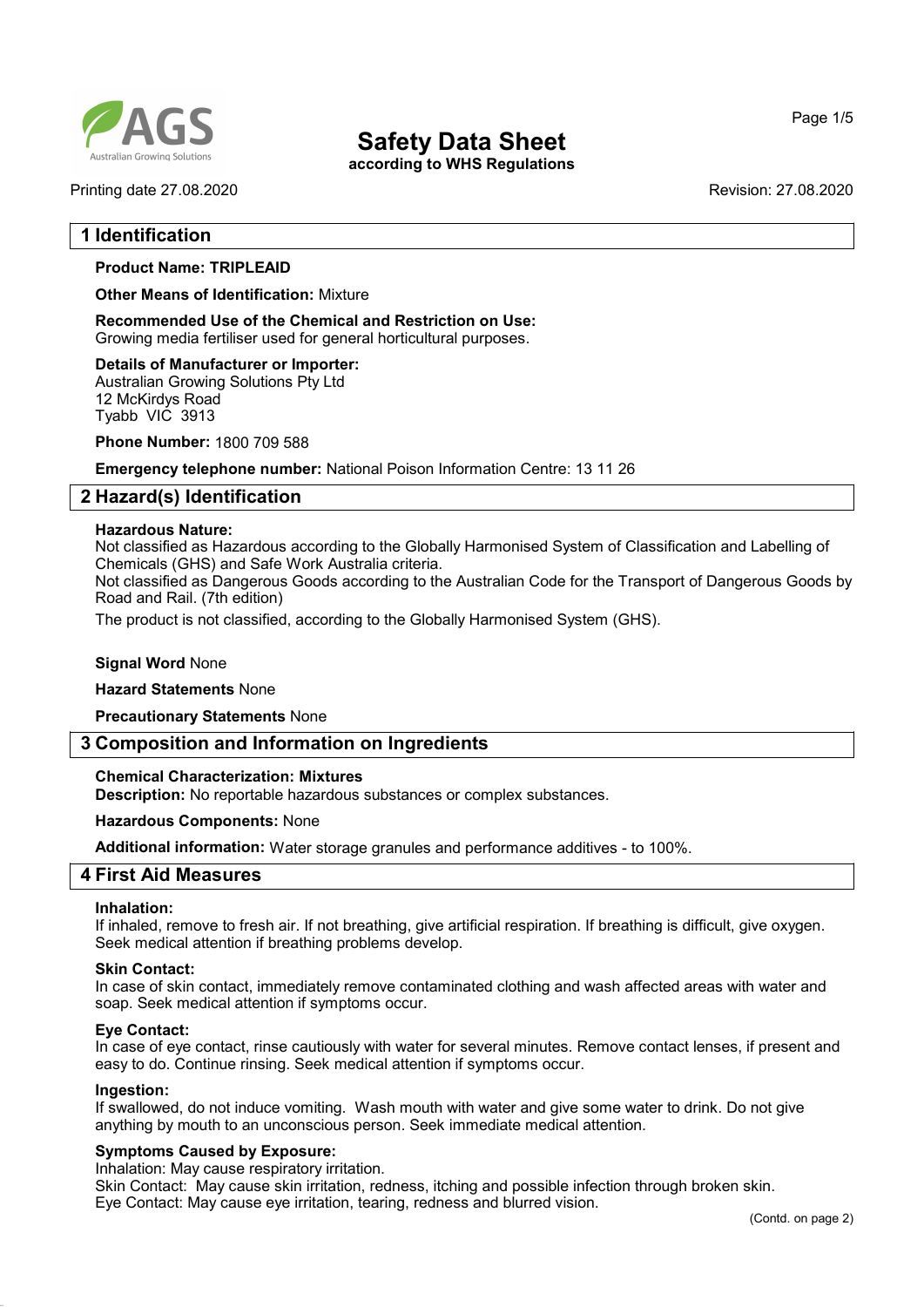# Safety Data Sheet

**according to WHS Regulations**

Printing date 27.08.2020 Revision: 27.08.2020

## 1 Identification

**Product Name: TRIPLEAID**

**Other Means of Identification:** Mixture

**Recommended Use of the Chemical and Restriction on Use:**
Growing media fertiliser used for general horticultural purposes.

**Details of Manufacturer or Importer:**
Australian Growing Solutions Pty Ltd
12 McKirdys Road
Tyabb VIC 3913

**Phone Number:** 1800 709 588

**Emergency telephone number:** National Poison Information Centre: 13 11 26

## 2 Hazard(s) Identification

**Hazardous Nature:**
Not classified as Hazardous according to the Globally Harmonised System of Classification and Labelling of Chemicals (GHS) and Safe Work Australia criteria.
Not classified as Dangerous Goods according to the Australian Code for the Transport of Dangerous Goods by Road and Rail. (7th edition)

The product is not classified, according to the Globally Harmonised System (GHS).

**Signal Word** None

**Hazard Statements** None

**Precautionary Statements** None

## 3 Composition and Information on Ingredients

**Chemical Characterization: Mixtures**
**Description:** No reportable hazardous substances or complex substances.

**Hazardous Components:** None

**Additional information:** Water storage granules and performance additives - to 100%.

## 4 First Aid Measures

**Inhalation:**
If inhaled, remove to fresh air. If not breathing, give artificial respiration. If breathing is difficult, give oxygen. Seek medical attention if breathing problems develop.

**Skin Contact:**
In case of skin contact, immediately remove contaminated clothing and wash affected areas with water and soap. Seek medical attention if symptoms occur.

**Eye Contact:**
In case of eye contact, rinse cautiously with water for several minutes. Remove contact lenses, if present and easy to do. Continue rinsing. Seek medical attention if symptoms occur.

**Ingestion:**
If swallowed, do not induce vomiting. Wash mouth with water and give some water to drink. Do not give anything by mouth to an unconscious person. Seek immediate medical attention.

**Symptoms Caused by Exposure:**
Inhalation: May cause respiratory irritation.
Skin Contact: May cause skin irritation, redness, itching and possible infection through broken skin.
Eye Contact: May cause eye irritation, tearing, redness and blurred vision.

(Contd. on page 2)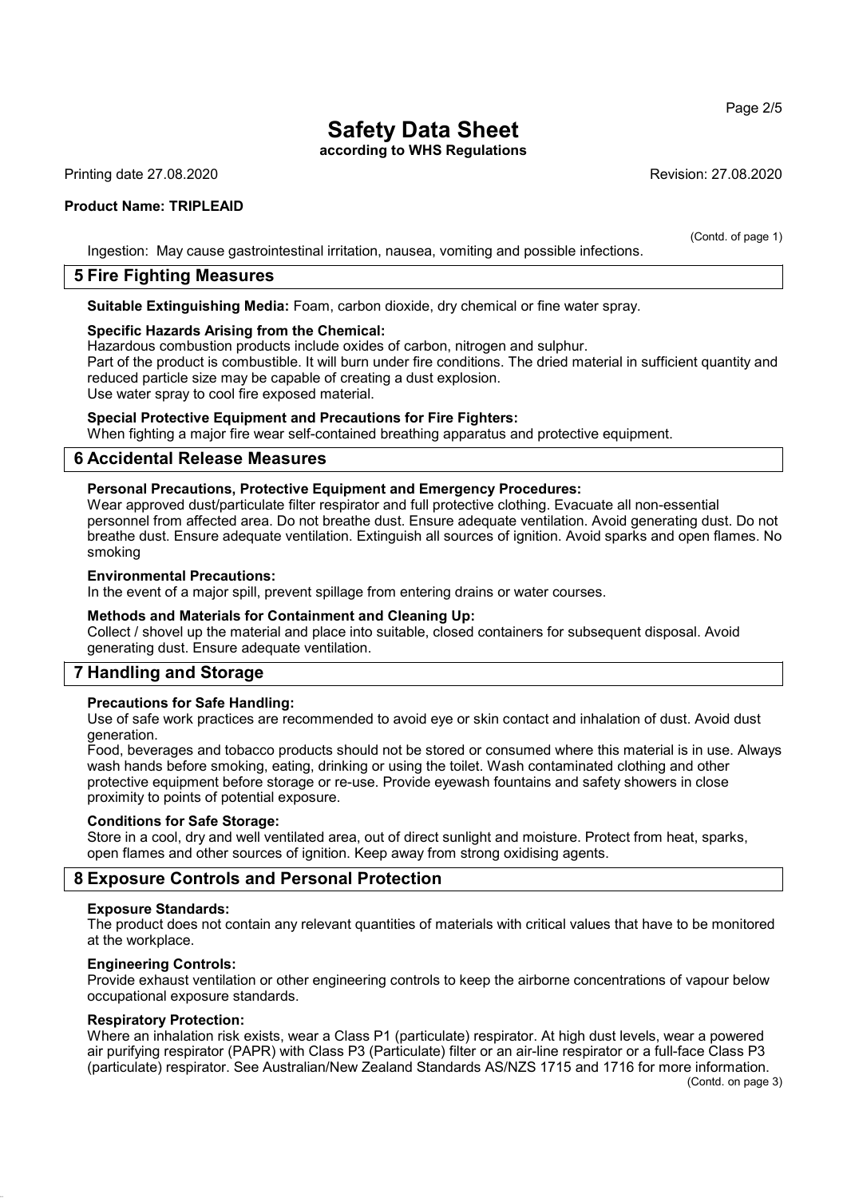(Contd. of page 1)

Ingestion: May cause gastrointestinal irritation, nausea, vomiting and possible infections.

## 5 Fire Fighting Measures

**Suitable Extinguishing Media:** Foam, carbon dioxide, dry chemical or fine water spray.

**Specific Hazards Arising from the Chemical:**
Hazardous combustion products include oxides of carbon, nitrogen and sulphur.
Part of the product is combustible. It will burn under fire conditions. The dried material in sufficient quantity and reduced particle size may be capable of creating a dust explosion.
Use water spray to cool fire exposed material.

**Special Protective Equipment and Precautions for Fire Fighters:**
When fighting a major fire wear self-contained breathing apparatus and protective equipment.

## 6 Accidental Release Measures

**Personal Precautions, Protective Equipment and Emergency Procedures:**
Wear approved dust/particulate filter respirator and full protective clothing. Evacuate all non-essential personnel from affected area. Do not breathe dust. Ensure adequate ventilation. Avoid generating dust. Do not breathe dust. Ensure adequate ventilation. Extinguish all sources of ignition. Avoid sparks and open flames. No smoking

**Environmental Precautions:**
In the event of a major spill, prevent spillage from entering drains or water courses.

**Methods and Materials for Containment and Cleaning Up:**
Collect / shovel up the material and place into suitable, closed containers for subsequent disposal. Avoid generating dust. Ensure adequate ventilation.

## 7 Handling and Storage

**Precautions for Safe Handling:**
Use of safe work practices are recommended to avoid eye or skin contact and inhalation of dust. Avoid dust generation.
Food, beverages and tobacco products should not be stored or consumed where this material is in use. Always wash hands before smoking, eating, drinking or using the toilet. Wash contaminated clothing and other protective equipment before storage or re-use. Provide eyewash fountains and safety showers in close proximity to points of potential exposure.

**Conditions for Safe Storage:**
Store in a cool, dry and well ventilated area, out of direct sunlight and moisture. Protect from heat, sparks, open flames and other sources of ignition. Keep away from strong oxidising agents.

## 8 Exposure Controls and Personal Protection

**Exposure Standards:**
The product does not contain any relevant quantities of materials with critical values that have to be monitored at the workplace.

**Engineering Controls:**
Provide exhaust ventilation or other engineering controls to keep the airborne concentrations of vapour below occupational exposure standards.

**Respiratory Protection:**
Where an inhalation risk exists, wear a Class P1 (particulate) respirator. At high dust levels, wear a powered air purifying respirator (PAPR) with Class P3 (Particulate) filter or an air-line respirator or a full-face Class P3 (particulate) respirator. See Australian/New Zealand Standards AS/NZS 1715 and 1716 for more information.

(Contd. on page 3)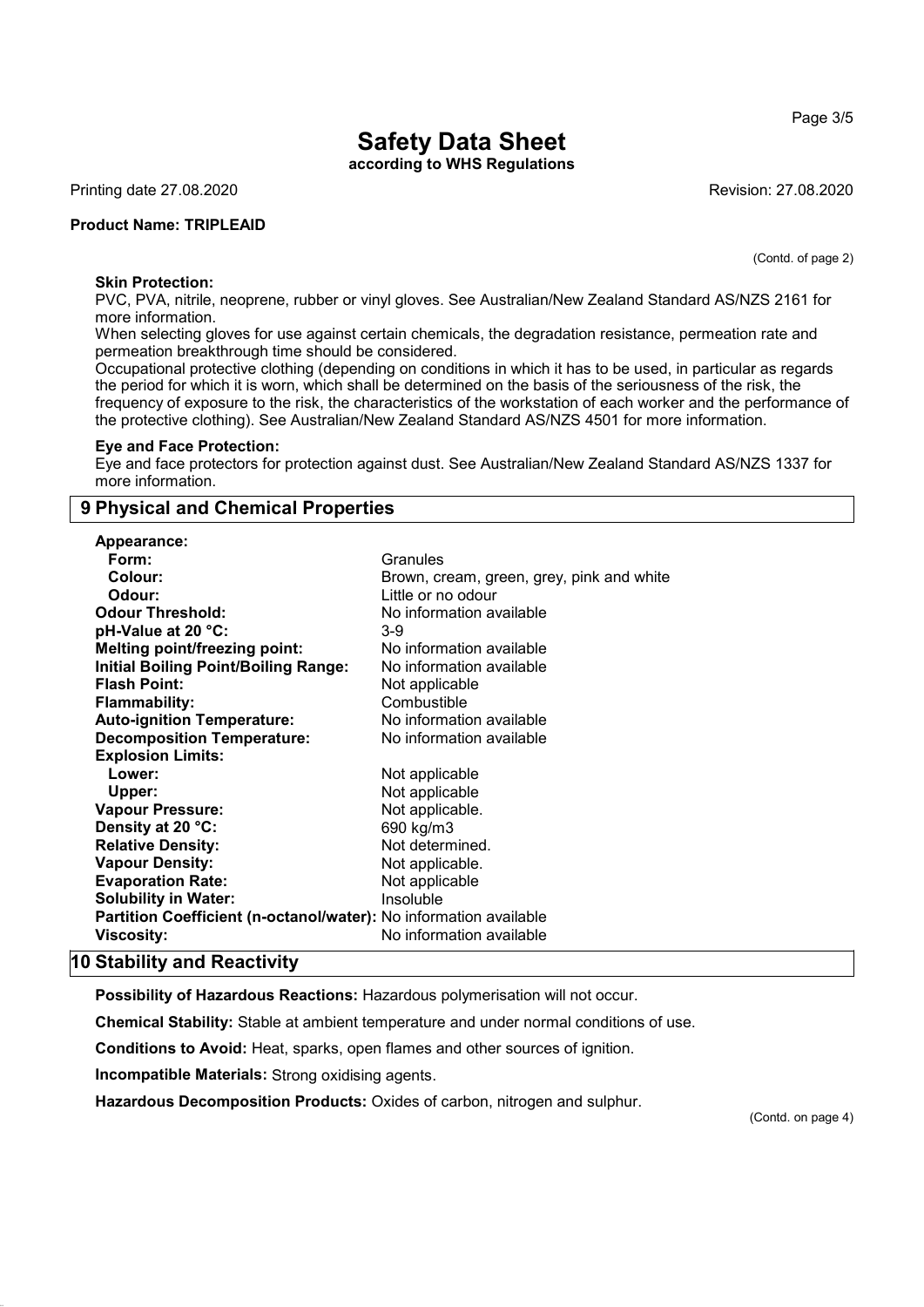# Safety Data Sheet

**according to WHS Regulations**

Printing date 27.08.2020 Revision: 27.08.2020

**Product Name: TRIPLEAID**

(Contd. of page 2)

**Skin Protection:**

PVC, PVA, nitrile, neoprene, rubber or vinyl gloves. See Australian/New Zealand Standard AS/NZS 2161 for more information.

When selecting gloves for use against certain chemicals, the degradation resistance, permeation rate and permeation breakthrough time should be considered.

Occupational protective clothing (depending on conditions in which it has to be used, in particular as regards the period for which it is worn, which shall be determined on the basis of the seriousness of the risk, the frequency of exposure to the risk, the characteristics of the workstation of each worker and the performance of the protective clothing). See Australian/New Zealand Standard AS/NZS 4501 for more information.

**Eye and Face Protection:**

Eye and face protectors for protection against dust. See Australian/New Zealand Standard AS/NZS 1337 for more information.

## 9 Physical and Chemical Properties

| | |
|---|---|
| **Appearance:** | |
| **Form:** | Granules |
| **Colour:** | Brown, cream, green, grey, pink and white |
| **Odour:** | Little or no odour |
| **Odour Threshold:** | No information available |
| **pH-Value at 20 °C:** | 3-9 |
| **Melting point/freezing point:** | No information available |
| **Initial Boiling Point/Boiling Range:** | No information available |
| **Flash Point:** | Not applicable |
| **Flammability:** | Combustible |
| **Auto-ignition Temperature:** | No information available |
| **Decomposition Temperature:** | No information available |
| **Explosion Limits:** | |
| **Lower:** | Not applicable |
| **Upper:** | Not applicable |
| **Vapour Pressure:** | Not applicable. |
| **Density at 20 °C:** | 690 kg/m3 |
| **Relative Density:** | Not determined. |
| **Vapour Density:** | Not applicable. |
| **Evaporation Rate:** | Not applicable |
| **Solubility in Water:** | Insoluble |
| **Partition Coefficient (n-octanol/water):** | No information available |
| **Viscosity:** | No information available |

## 10 Stability and Reactivity

**Possibility of Hazardous Reactions:** Hazardous polymerisation will not occur.

**Chemical Stability:** Stable at ambient temperature and under normal conditions of use.

**Conditions to Avoid:** Heat, sparks, open flames and other sources of ignition.

**Incompatible Materials:** Strong oxidising agents.

**Hazardous Decomposition Products:** Oxides of carbon, nitrogen and sulphur.

(Contd. on page 4)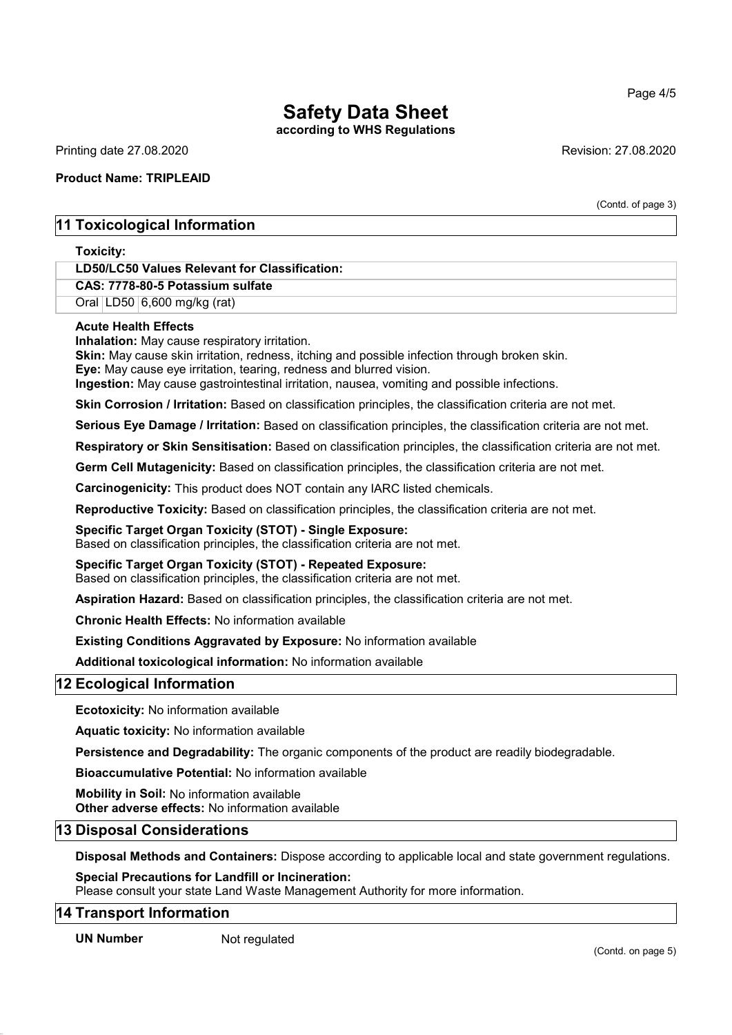(Contd. of page 3)

## 11 Toxicological Information

**Toxicity:**

| LD50/LC50 Values Relevant for Classification: | | |
|---|---|---|
| **CAS: 7778-80-5 Potassium sulfate** | | |
| Oral | LD50 | 6,600 mg/kg (rat) |

**Acute Health Effects**
**Inhalation:** May cause respiratory irritation.
**Skin:** May cause skin irritation, redness, itching and possible infection through broken skin.
**Eye:** May cause eye irritation, tearing, redness and blurred vision.
**Ingestion:** May cause gastrointestinal irritation, nausea, vomiting and possible infections.

**Skin Corrosion / Irritation:** Based on classification principles, the classification criteria are not met.

**Serious Eye Damage / Irritation:** Based on classification principles, the classification criteria are not met.

**Respiratory or Skin Sensitisation:** Based on classification principles, the classification criteria are not met.

**Germ Cell Mutagenicity:** Based on classification principles, the classification criteria are not met.

**Carcinogenicity:** This product does NOT contain any IARC listed chemicals.

**Reproductive Toxicity:** Based on classification principles, the classification criteria are not met.

**Specific Target Organ Toxicity (STOT) - Single Exposure:**
Based on classification principles, the classification criteria are not met.

**Specific Target Organ Toxicity (STOT) - Repeated Exposure:**
Based on classification principles, the classification criteria are not met.

**Aspiration Hazard:** Based on classification principles, the classification criteria are not met.

**Chronic Health Effects:** No information available

**Existing Conditions Aggravated by Exposure:** No information available

**Additional toxicological information:** No information available

## 12 Ecological Information

**Ecotoxicity:** No information available

**Aquatic toxicity:** No information available

**Persistence and Degradability:** The organic components of the product are readily biodegradable.

**Bioaccumulative Potential:** No information available

**Mobility in Soil:** No information available
**Other adverse effects:** No information available

## 13 Disposal Considerations

**Disposal Methods and Containers:** Dispose according to applicable local and state government regulations.

**Special Precautions for Landfill or Incineration:**
Please consult your state Land Waste Management Authority for more information.

## 14 Transport Information

**UN Number** Not regulated

(Contd. on page 5)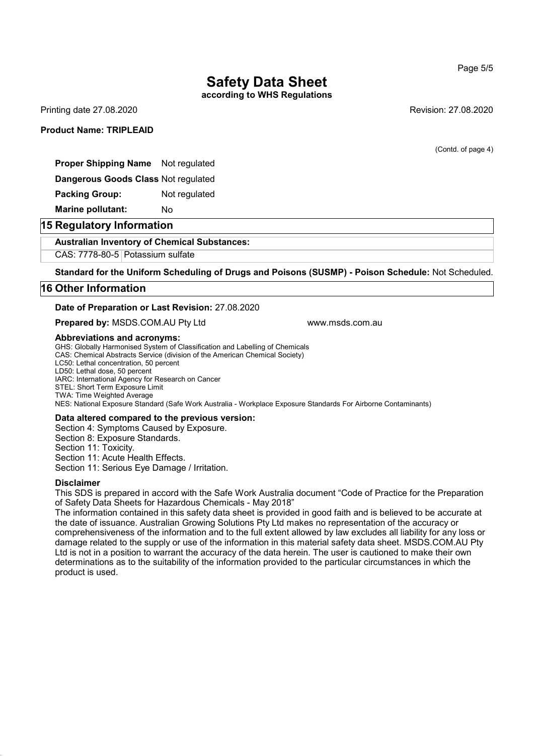(Contd. of page 4)

**Proper Shipping Name** Not regulated

**Dangerous Goods Class** Not regulated

**Packing Group:** Not regulated

**Marine pollutant:** No

## 15 Regulatory Information

**Australian Inventory of Chemical Substances:**

| | |
|---|---|
| CAS: 7778-80-5 | Potassium sulfate |

**Standard for the Uniform Scheduling of Drugs and Poisons (SUSMP) - Poison Schedule:** Not Scheduled.

## 16 Other Information

**Date of Preparation or Last Revision:** 27.08.2020

**Prepared by:** MSDS.COM.AU Pty Ltd www.msds.com.au

**Abbreviations and acronyms:**

GHS: Globally Harmonised System of Classification and Labelling of Chemicals
CAS: Chemical Abstracts Service (division of the American Chemical Society)
LC50: Lethal concentration, 50 percent
LD50: Lethal dose, 50 percent
IARC: International Agency for Research on Cancer
STEL: Short Term Exposure Limit
TWA: Time Weighted Average
NES: National Exposure Standard (Safe Work Australia - Workplace Exposure Standards For Airborne Contaminants)

**Data altered compared to the previous version:**

Section 4: Symptoms Caused by Exposure.
Section 8: Exposure Standards.
Section 11: Toxicity.
Section 11: Acute Health Effects.
Section 11: Serious Eye Damage / Irritation.

**Disclaimer**

This SDS is prepared in accord with the Safe Work Australia document "Code of Practice for the Preparation of Safety Data Sheets for Hazardous Chemicals - May 2018"

The information contained in this safety data sheet is provided in good faith and is believed to be accurate at the date of issuance. Australian Growing Solutions Pty Ltd makes no representation of the accuracy or comprehensiveness of the information and to the full extent allowed by law excludes all liability for any loss or damage related to the supply or use of the information in this material safety data sheet. MSDS.COM.AU Pty Ltd is not in a position to warrant the accuracy of the data herein. The user is cautioned to make their own determinations as to the suitability of the information provided to the particular circumstances in which the product is used.